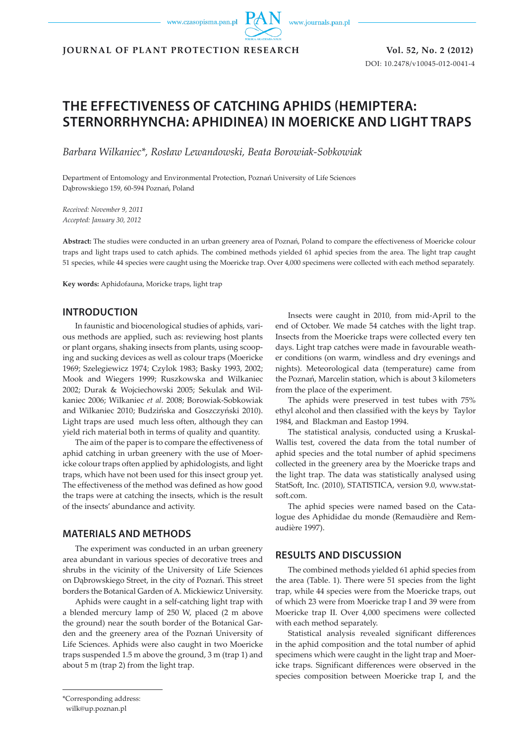# THE EFFECTIVENESS OF CATCHING APHIDS (HEMIPTERA: STERNORRHYNCHA: APHIDINEA) IN MOERICKE AND LIGHT TRAPS

*Barbara Wilkaniec\*, Rosław Lewandowski, Beata Borowiak-Sobkowiak*

Department of Entomology and Environmental Protection, Poznań University of Life Sciences
Dąbrowskiego 159, 60-594 Poznań, Poland

*Received: November 9, 2011*
*Accepted: January 30, 2012*

**Abstract:** The studies were conducted in an urban greenery area of Poznań, Poland to compare the effectiveness of Moericke colour traps and light traps used to catch aphids. The combined methods yielded 61 aphid species from the area. The light trap caught 51 species, while 44 species were caught using the Moericke trap. Over 4,000 specimens were collected with each method separately.

**Key words:** Aphidofauna, Moricke traps, light trap

## INTRODUCTION

In faunistic and biocenological studies of aphids, various methods are applied, such as: reviewing host plants or plant organs, shaking insects from plants, using scooping and sucking devices as well as colour traps (Moericke 1969; Szelegiewicz 1974; Czylok 1983; Basky 1993, 2002; Mook and Wiegers 1999; Ruszkowska and Wilkaniec 2002; Durak & Wojciechowski 2005; Sekulak and Wilkaniec 2006; Wilkaniec *et al*. 2008; Borowiak-Sobkowiak and Wilkaniec 2010; Budzińska and Goszczyński 2010). Light traps are used much less often, although they can yield rich material both in terms of quality and quantity.

The aim of the paper is to compare the effectiveness of aphid catching in urban greenery with the use of Moericke colour traps often applied by aphidologists, and light traps, which have not been used for this insect group yet. The effectiveness of the method was defined as how good the traps were at catching the insects, which is the result of the insects' abundance and activity.

## MATERIALS AND METHODS

The experiment was conducted in an urban greenery area abundant in various species of decorative trees and shrubs in the vicinity of the University of Life Sciences on Dąbrowskiego Street, in the city of Poznań. This street borders the Botanical Garden of A. Mickiewicz University.

Aphids were caught in a self-catching light trap with a blended mercury lamp of 250 W, placed (2 m above the ground) near the south border of the Botanical Garden and the greenery area of the Poznań University of Life Sciences. Aphids were also caught in two Moericke traps suspended 1.5 m above the ground, 3 m (trap 1) and about 5 m (trap 2) from the light trap.

Insects were caught in 2010, from mid-April to the end of October. We made 54 catches with the light trap. Insects from the Moericke traps were collected every ten days. Light trap catches were made in favourable weather conditions (on warm, windless and dry evenings and nights). Meteorological data (temperature) came from the Poznań, Marcelin station, which is about 3 kilometers from the place of the experiment.

The aphids were preserved in test tubes with 75% ethyl alcohol and then classified with the keys by Taylor 1984, and Blackman and Eastop 1994.

The statistical analysis, conducted using a Kruskal-Wallis test, covered the data from the total number of aphid species and the total number of aphid specimens collected in the greenery area by the Moericke traps and the light trap. The data was statistically analysed using StatSoft, Inc. (2010), STATISTICA, version 9.0, www.statsoft.com.

The aphid species were named based on the Catalogue des Aphididae du monde (Remaudière and Remaudière 1997).

## RESULTS AND DISCUSSION

The combined methods yielded 61 aphid species from the area (Table. 1). There were 51 species from the light trap, while 44 species were from the Moericke traps, out of which 23 were from Moericke trap I and 39 were from Moericke trap II. Over 4,000 specimens were collected with each method separately.

Statistical analysis revealed significant differences in the aphid composition and the total number of aphid specimens which were caught in the light trap and Moericke traps. Significant differences were observed in the species composition between Moericke trap I, and the

\*Corresponding address:
wilk@up.poznan.pl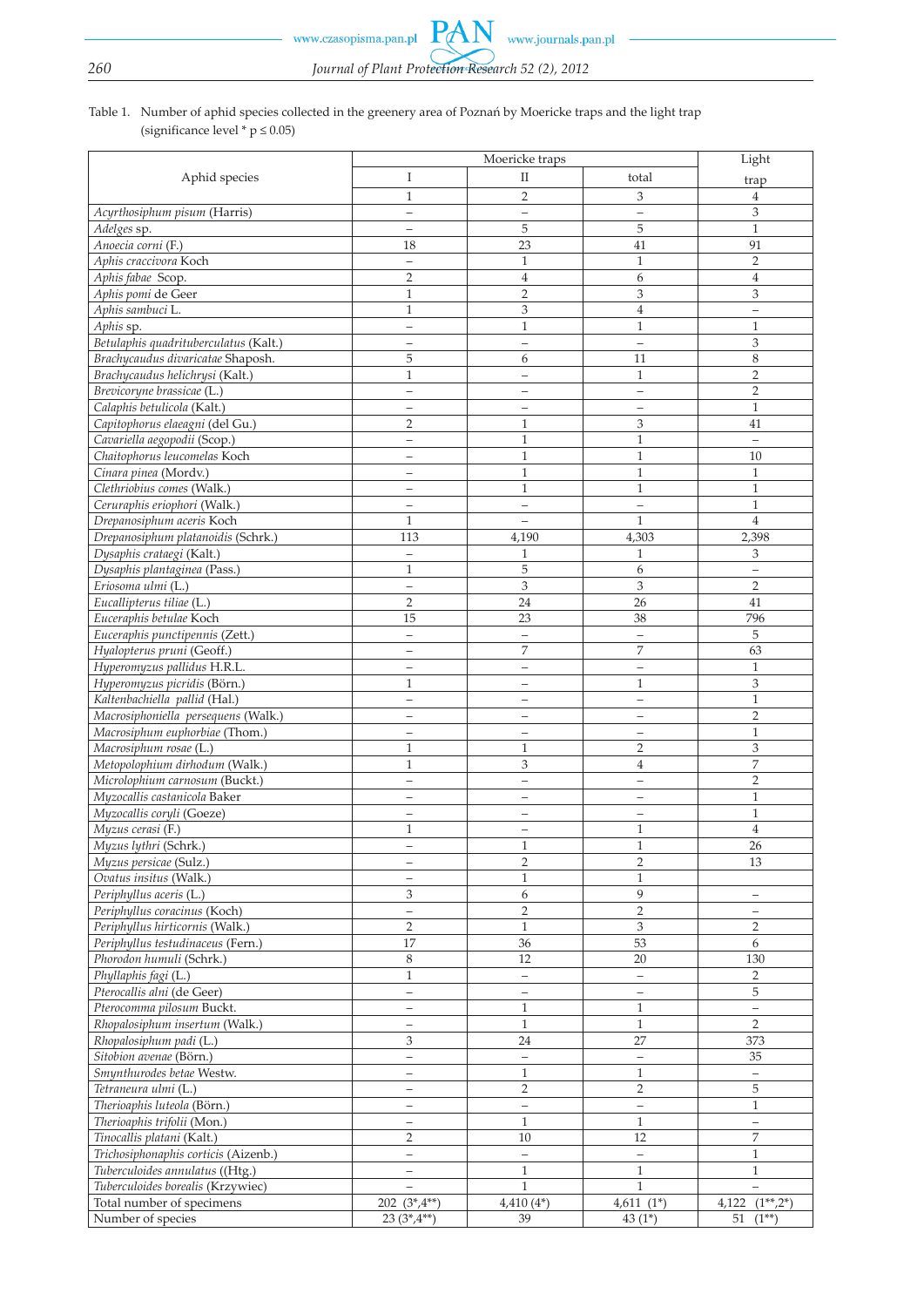Table 1. Number of aphid species collected in the greenery area of Poznań by Moericke traps and the light trap (significance level * p ≤ 0.05)

| Aphid species | Moericke traps | | | Light trap |
|---|---|---|---|---|
| | I | II | total | |
| | 1 | 2 | 3 | 4 |
| *Acyrthosiphum pisum* (Harris) | – | – | – | 3 |
| *Adelges* sp. | – | 5 | 5 | 1 |
| *Anoecia corni* (F.) | 18 | 23 | 41 | 91 |
| *Aphis craccivora* Koch | – | 1 | 1 | 2 |
| *Aphis fabae* Scop. | 2 | 4 | 6 | 4 |
| *Aphis pomi* de Geer | 1 | 2 | 3 | 3 |
| *Aphis sambuci* L. | 1 | 3 | 4 | – |
| *Aphis* sp. | – | 1 | 1 | 1 |
| *Betulaphis quadrituberculatus* (Kalt.) | – | – | – | 3 |
| *Brachycaudus divaricatae* Shaposh. | 5 | 6 | 11 | 8 |
| *Brachycaudus helichrysi* (Kalt.) | 1 | – | 1 | 2 |
| *Brevicoryne brassicae* (L.) | – | – | – | 2 |
| *Calaphis betulicola* (Kalt.) | – | – | – | 1 |
| *Capitophorus elaeagni* (del Gu.) | 2 | 1 | 3 | 41 |
| *Cavariella aegopodii* (Scop.) | – | 1 | 1 | – |
| *Chaitophorus leucomelas* Koch | – | 1 | 1 | 10 |
| *Cinara pinea* (Mordv.) | – | 1 | 1 | 1 |
| *Clethriobius comes* (Walk.) | – | 1 | 1 | 1 |
| *Ceruraphis eriophori* (Walk.) | – | – | – | 1 |
| *Drepanosiphum aceris* Koch | 1 | – | 1 | 4 |
| *Drepanosiphum platanoidis* (Schrk.) | 113 | 4,190 | 4,303 | 2,398 |
| *Dysaphis crataegi* (Kalt.) | – | 1 | 1 | 3 |
| *Dysaphis plantaginea* (Pass.) | 1 | 5 | 6 | – |
| *Eriosoma ulmi* (L.) | – | 3 | 3 | 2 |
| *Eucallipterus tiliae* (L.) | 2 | 24 | 26 | 41 |
| *Euceraphis betulae* Koch | 15 | 23 | 38 | 796 |
| *Euceraphis punctipennis* (Zett.) | – | – | – | 5 |
| *Hyalopterus pruni* (Geoff.) | – | 7 | 7 | 63 |
| *Hyperomyzus pallidus* H.R.L. | – | – | – | 1 |
| *Hyperomyzus picridis* (Börn.) | 1 | – | 1 | 3 |
| *Kaltenbachiella pallid* (Hal.) | – | – | – | 1 |
| *Macrosiphoniella persequens* (Walk.) | – | – | – | 2 |
| *Macrosiphum euphorbiae* (Thom.) | – | – | – | 1 |
| *Macrosiphum rosae* (L.) | 1 | 1 | 2 | 3 |
| *Metopolophium dirhodum* (Walk.) | 1 | 3 | 4 | 7 |
| *Microlophium carnosum* (Buckt.) | – | – | – | 2 |
| *Myzocallis castanicola* Baker | – | – | – | 1 |
| *Myzocallis coryli* (Goeze) | – | – | – | 1 |
| *Myzus cerasi* (F.) | 1 | – | 1 | 4 |
| *Myzus lythri* (Schrk.) | – | 1 | 1 | 26 |
| *Myzus persicae* (Sulz.) | – | 2 | 2 | 13 |
| *Ovatus insitus* (Walk.) | – | 1 | 1 | |
| *Periphyllus aceris* (L.) | 3 | 6 | 9 | – |
| *Periphyllus coracinus* (Koch) | – | 2 | 2 | – |
| *Periphyllus hirticornis* (Walk.) | 2 | 1 | 3 | 2 |
| *Periphyllus testudinaceus* (Fern.) | 17 | 36 | 53 | 6 |
| *Phorodon humuli* (Schrk.) | 8 | 12 | 20 | 130 |
| *Phyllaphis fagi* (L.) | 1 | – | – | 2 |
| *Pterocallis alni* (de Geer) | – | – | – | 5 |
| *Pterocomma pilosum* Buckt. | – | 1 | 1 | – |
| *Rhopalosiphum insertum* (Walk.) | – | 1 | 1 | 2 |
| *Rhopalosiphum padi* (L.) | 3 | 24 | 27 | 373 |
| *Sitobion avenae* (Börn.) | – | – | – | 35 |
| *Smynthurodes betae* Westw. | – | 1 | 1 | – |
| *Tetraneura ulmi* (L.) | – | 2 | 2 | 5 |
| *Therioaphis luteola* (Börn.) | – | – | – | 1 |
| *Therioaphis trifolii* (Mon.) | – | 1 | 1 | – |
| *Tinocallis platani* (Kalt.) | 2 | 10 | 12 | 7 |
| *Trichosiphonaphis corticis* (Aizenb.) | – | – | – | 1 |
| *Tuberculoides annulatus* ((Htg.) | – | 1 | 1 | 1 |
| *Tuberculoides borealis* (Krzywiec) | – | 1 | 1 | – |
| Total number of specimens | 202 (3*,4**) | 4,410 (4*) | 4,611 (1*) | 4,122 (1**,2*) |
| Number of species | 23 (3*,4**) | 39 | 43 (1*) | 51 (1**) |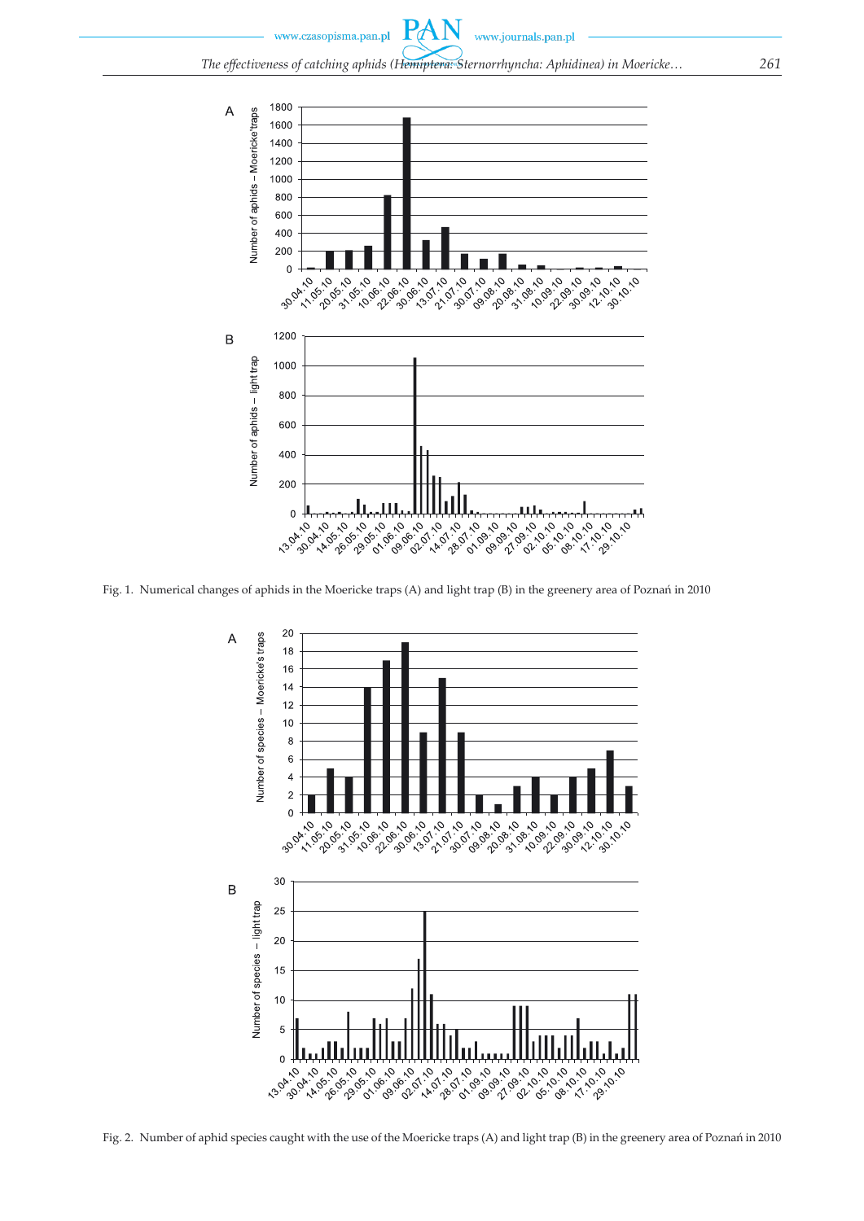Fig. 1. Numerical changes of aphids in the Moericke traps (A) and light trap (B) in the greenery area of Poznań in 2010

Fig. 2. Number of aphid species caught with the use of the Moericke traps (A) and light trap (B) in the greenery area of Poznań in 2010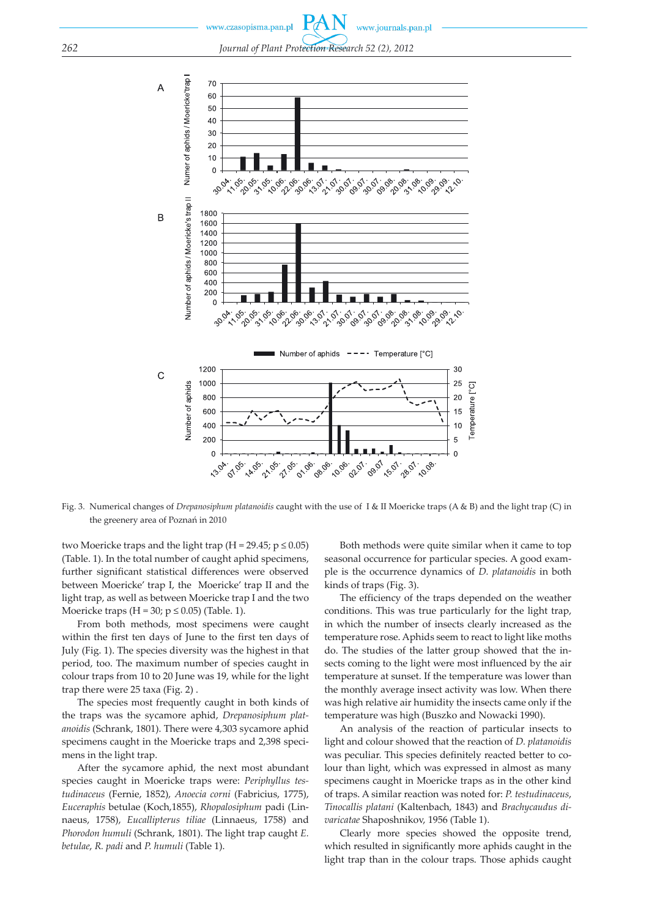Fig. 3. Numerical changes of *Drepanosiphum platanoidis* caught with the use of I & II Moericke traps (A & B) and the light trap (C) in the greenery area of Poznań in 2010

two Moericke traps and the light trap (H = 29.45; p ≤ 0.05) (Table. 1). In the total number of caught aphid specimens, further significant statistical differences were observed between Moericke' trap I, the Moericke' trap II and the light trap, as well as between Moericke trap I and the two Moericke traps (H = 30; p ≤ 0.05) (Table. 1).

From both methods, most specimens were caught within the first ten days of June to the first ten days of July (Fig. 1). The species diversity was the highest in that period, too. The maximum number of species caught in colour traps from 10 to 20 June was 19, while for the light trap there were 25 taxa (Fig. 2) .

The species most frequently caught in both kinds of the traps was the sycamore aphid, *Drepanosiphum platanoidis* (Schrank, 1801). There were 4,303 sycamore aphid specimens caught in the Moericke traps and 2,398 specimens in the light trap.

After the sycamore aphid, the next most abundant species caught in Moericke traps were: *Periphyllus testudinaceus* (Fernie, 1852), *Anoecia corni* (Fabricius, 1775), *Euceraphis* betulae (Koch,1855), *Rhopalosiphum* padi (Linnaeus, 1758), *Eucallipterus tiliae* (Linnaeus, 1758) and *Phorodon humuli* (Schrank, 1801). The light trap caught *E. betulae*, *R. padi* and *P. humuli* (Table 1).

Both methods were quite similar when it came to top seasonal occurrence for particular species. A good example is the occurrence dynamics of *D. platanoidis* in both kinds of traps (Fig. 3).

The efficiency of the traps depended on the weather conditions. This was true particularly for the light trap, in which the number of insects clearly increased as the temperature rose. Aphids seem to react to light like moths do. The studies of the latter group showed that the insects coming to the light were most influenced by the air temperature at sunset. If the temperature was lower than the monthly average insect activity was low. When there was high relative air humidity the insects came only if the temperature was high (Buszko and Nowacki 1990).

An analysis of the reaction of particular insects to light and colour showed that the reaction of *D. platanoidis* was peculiar. This species definitely reacted better to colour than light, which was expressed in almost as many specimens caught in Moericke traps as in the other kind of traps. A similar reaction was noted for: *P. testudinaceus*, *Tinocallis platani* (Kaltenbach, 1843) and *Brachycaudus divaricatae* Shaposhnikov, 1956 (Table 1).

Clearly more species showed the opposite trend, which resulted in significantly more aphids caught in the light trap than in the colour traps. Those aphids caught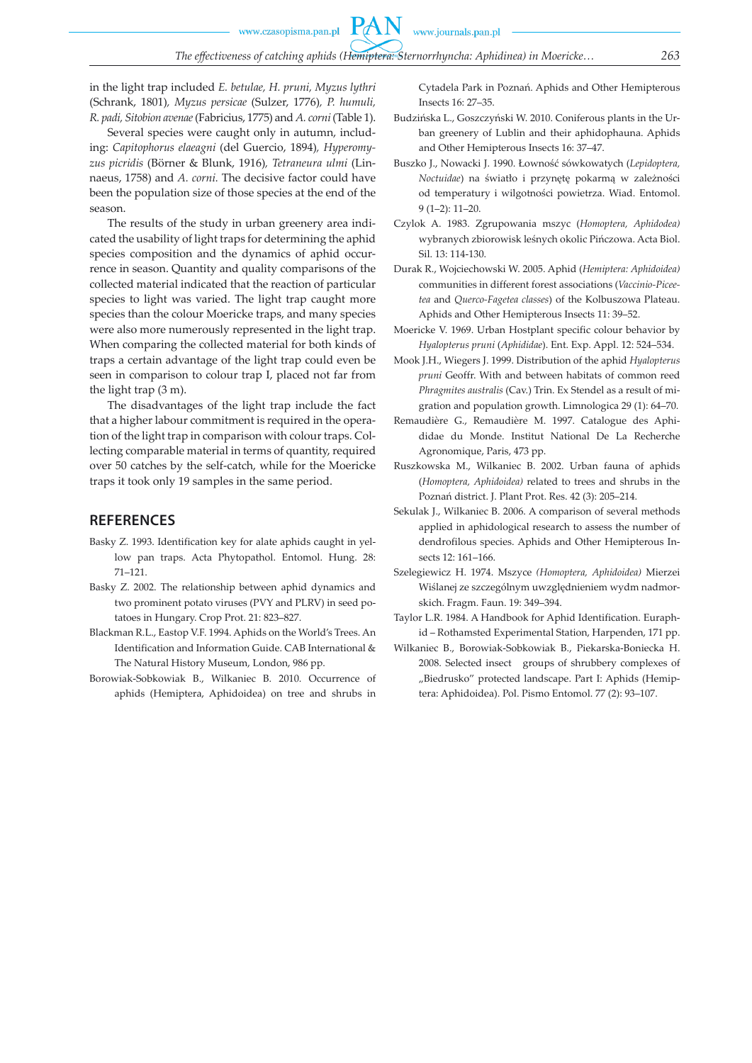in the light trap included *E. betulae, H. pruni, Myzus lythri* (Schrank, 1801), *Myzus persicae* (Sulzer, 1776), *P. humuli, R. padi, Sitobion avenae* (Fabricius, 1775) and *A. corni* (Table 1).

Several species were caught only in autumn, including: *Capitophorus elaeagni* (del Guercio, 1894), *Hyperomyzus picridis* (Börner & Blunk, 1916), *Tetraneura ulmi* (Linnaeus, 1758) and *A. corni.* The decisive factor could have been the population size of those species at the end of the season.

The results of the study in urban greenery area indicated the usability of light traps for determining the aphid species composition and the dynamics of aphid occurrence in season. Quantity and quality comparisons of the collected material indicated that the reaction of particular species to light was varied. The light trap caught more species than the colour Moericke traps, and many species were also more numerously represented in the light trap. When comparing the collected material for both kinds of traps a certain advantage of the light trap could even be seen in comparison to colour trap I, placed not far from the light trap (3 m).

The disadvantages of the light trap include the fact that a higher labour commitment is required in the operation of the light trap in comparison with colour traps. Collecting comparable material in terms of quantity, required over 50 catches by the self-catch, while for the Moericke traps it took only 19 samples in the same period.

## REFERENCES

Basky Z. 1993. Identification key for alate aphids caught in yellow pan traps. Acta Phytopathol. Entomol. Hung. 28: 71–121.

Basky Z. 2002. The relationship between aphid dynamics and two prominent potato viruses (PVY and PLRV) in seed potatoes in Hungary. Crop Prot. 21: 823–827.

Blackman R.L., Eastop V.F. 1994. Aphids on the World's Trees. An Identification and Information Guide. CAB International & The Natural History Museum, London, 986 pp.

Borowiak-Sobkowiak B., Wilkaniec B. 2010. Occurrence of aphids (Hemiptera, Aphidoidea) on tree and shrubs in Cytadela Park in Poznań. Aphids and Other Hemipterous Insects 16: 27–35.

Budzińska L., Goszczyński W. 2010. Coniferous plants in the Urban greenery of Lublin and their aphidophauna. Aphids and Other Hemipterous Insects 16: 37–47.

Buszko J., Nowacki J. 1990. Łowność sówkowatych (*Lepidoptera, Noctuidae*) na światło i przynętę pokarmą w zależności od temperatury i wilgotności powietrza. Wiad. Entomol. 9 (1–2): 11–20.

Czylok A. 1983. Zgrupowania mszyc (*Homoptera, Aphidodea)* wybranych zbiorowisk leśnych okolic Pińczowa. Acta Biol. Sil. 13: 114-130.

Durak R., Wojciechowski W. 2005. Aphid (*Hemiptera: Aphidoidea)* communities in different forest associations (*Vaccinio-Piceetea* and *Querco-Fagetea classes*) of the Kolbuszowa Plateau. Aphids and Other Hemipterous Insects 11: 39–52.

Moericke V. 1969. Urban Hostplant specific colour behavior by *Hyalopterus pruni* (*Aphididae*). Ent. Exp. Appl. 12: 524–534.

Mook J.H., Wiegers J. 1999. Distribution of the aphid *Hyalopterus pruni* Geoffr. With and between habitats of common reed *Phragmites australis* (Cav.) Trin. Ex Stendel as a result of migration and population growth. Limnologica 29 (1): 64–70.

Remaudière G., Remaudière M. 1997. Catalogue des Aphididae du Monde. Institut National De La Recherche Agronomique, Paris, 473 pp.

Ruszkowska M., Wilkaniec B. 2002. Urban fauna of aphids (*Homoptera, Aphidoidea)* related to trees and shrubs in the Poznań district. J. Plant Prot. Res. 42 (3): 205–214.

Sekulak J., Wilkaniec B. 2006. A comparison of several methods applied in aphidological research to assess the number of dendrofilous species. Aphids and Other Hemipterous Insects 12: 161–166.

Szelegiewicz H. 1974. Mszyce *(Homoptera, Aphidoidea)* Mierzei Wiślanej ze szczególnym uwzględnieniem wydm nadmorskich. Fragm. Faun. 19: 349–394.

Taylor L.R. 1984. A Handbook for Aphid Identification. Euraphid – Rothamsted Experimental Station, Harpenden, 171 pp.

Wilkaniec B., Borowiak-Sobkowiak B., Piekarska-Boniecka H. 2008. Selected insect groups of shrubbery complexes of „Biedrusko" protected landscape. Part I: Aphids (Hemiptera: Aphidoidea). Pol. Pismo Entomol. 77 (2): 93–107.